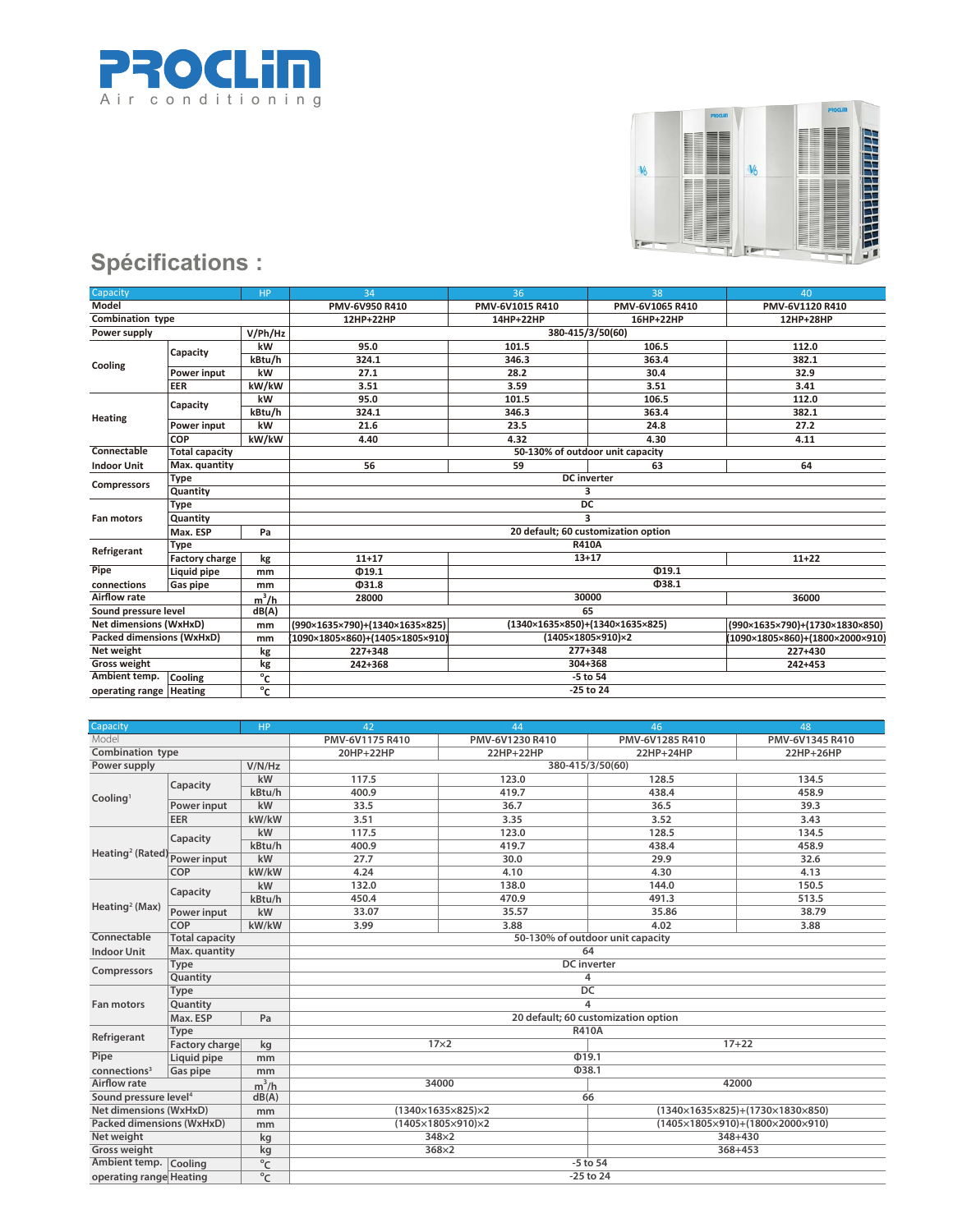# PROCLIM

Air conditioning

## Spécifications :

| Capacity | | HP | 34 | 36 | 38 | 40 |
|---|---|---|---|---|---|---|
| Model | | | PMV-6V950 R410 | PMV-6V1015 R410 | PMV-6V1065 R410 | PMV-6V1120 R410 |
| Combination type | | | 12HP+22HP | 14HP+22HP | 16HP+22HP | 12HP+28HP |
| Power supply | | V/Ph/Hz | 380-415/3/50(60) | | | |
| Cooling | Capacity | kW | 95.0 | 101.5 | 106.5 | 112.0 |
| | | kBtu/h | 324.1 | 346.3 | 363.4 | 382.1 |
| | Power input | kW | 27.1 | 28.2 | 30.4 | 32.9 |
| | EER | kW/kW | 3.51 | 3.59 | 3.51 | 3.41 |
| Heating | Capacity | kW | 95.0 | 101.5 | 106.5 | 112.0 |
| | | kBtu/h | 324.1 | 346.3 | 363.4 | 382.1 |
| | Power input | kW | 21.6 | 23.5 | 24.8 | 27.2 |
| | COP | kW/kW | 4.40 | 4.32 | 4.30 | 4.11 |
| Connectable Indoor Unit | Total capacity | | 50-130% of outdoor unit capacity | | | |
| | Max. quantity | | 56 | 59 | 63 | 64 |
| Compressors | Type | | DC inverter | | | |
| | Quantity | | 3 | | | |
| Fan motors | Type | | DC | | | |
| | Quantity | | 3 | | | |
| | Max. ESP | Pa | 20 default; 60 customization option | | | |
| Refrigerant | Type | | R410A | | | |
| | Factory charge | kg | 11+17 | 13+17 | | 11+22 |
| Pipe connections | Liquid pipe | mm | Φ19.1 | Φ19.1 | | |
| | Gas pipe | mm | Φ31.8 | Φ38.1 | | |
| Airflow rate | | $m^3/h$ | 28000 | 30000 | | 36000 |
| Sound pressure level | | dB(A) | 65 | | | |
| Net dimensions (WxHxD) | | mm | (990×1635×790)+(1340×1635×825) | (1340×1635×850)+(1340×1635×825) | | (990×1635×790)+(1730×1830×850) |
| Packed dimensions (WxHxD) | | mm | (1090×1805×860)+(1405×1805×910) | (1405×1805×910)×2 | | (1090×1805×860)+(1800×2000×910) |
| Net weight | | kg | 227+348 | 277+348 | | 227+430 |
| Gross weight | | kg | 242+368 | 304+368 | | 242+453 |
| Ambient temp. operating range | Cooling | °C | -5 to 54 | | | |
| | Heating | °C | -25 to 24 | | | |

| Capacity | | HP | 42 | 44 | 46 | 48 |
|---|---|---|---|---|---|---|
| Model | | | PMV-6V1175 R410 | PMV-6V1230 R410 | PMV-6V1285 R410 | PMV-6V1345 R410 |
| Combination type | | | 20HP+22HP | 22HP+22HP | 22HP+24HP | 22HP+26HP |
| Power supply | | V/N/Hz | 380-415/3/50(60) | | | |
| Cooling[1] | Capacity | kW | 117.5 | 123.0 | 128.5 | 134.5 |
| | | kBtu/h | 400.9 | 419.7 | 438.4 | 458.9 |
| | Power input | kW | 33.5 | 36.7 | 36.5 | 39.3 |
| | EER | kW/kW | 3.51 | 3.35 | 3.52 | 3.43 |
| Heating[2] (Rated) | Capacity | kW | 117.5 | 123.0 | 128.5 | 134.5 |
| | | kBtu/h | 400.9 | 419.7 | 438.4 | 458.9 |
| | Power input | kW | 27.7 | 30.0 | 29.9 | 32.6 |
| | COP | kW/kW | 4.24 | 4.10 | 4.30 | 4.13 |
| Heating[2] (Max) | Capacity | kW | 132.0 | 138.0 | 144.0 | 150.5 |
| | | kBtu/h | 450.4 | 470.9 | 491.3 | 513.5 |
| | Power input | kW | 33.07 | 35.57 | 35.86 | 38.79 |
| | COP | kW/kW | 3.99 | 3.88 | 4.02 | 3.88 |
| Connectable Indoor Unit | Total capacity | | 50-130% of outdoor unit capacity | | | |
| | Max. quantity | | 64 | | | |
| Compressors | Type | | DC inverter | | | |
| | Quantity | | 4 | | | |
| Fan motors | Type | | DC | | | |
| | Quantity | | 4 | | | |
| | Max. ESP | Pa | 20 default; 60 customization option | | | |
| Refrigerant | Type | | R410A | | | |
| | Factory charge | kg | 17×2 | | 17+22 | |
| Pipe connections[3] | Liquid pipe | mm | Φ19.1 | | | |
| | Gas pipe | mm | Φ38.1 | | | |
| Airflow rate | | $m^3/h$ | 34000 | | 42000 | |
| Sound pressure level[4] | | dB(A) | 66 | | | |
| Net dimensions (WxHxD) | | mm | (1340×1635×825)×2 | | (1340×1635×825)+(1730×1830×850) | |
| Packed dimensions (WxHxD) | | mm | (1405×1805×910)×2 | | (1405×1805×910)+(1800×2000×910) | |
| Net weight | | kg | 348×2 | | 348+430 | |
| Gross weight | | kg | 368×2 | | 368+453 | |
| Ambient temp. operating range | Cooling | °C | -5 to 54 | | | |
| | Heating | °C | -25 to 24 | | | |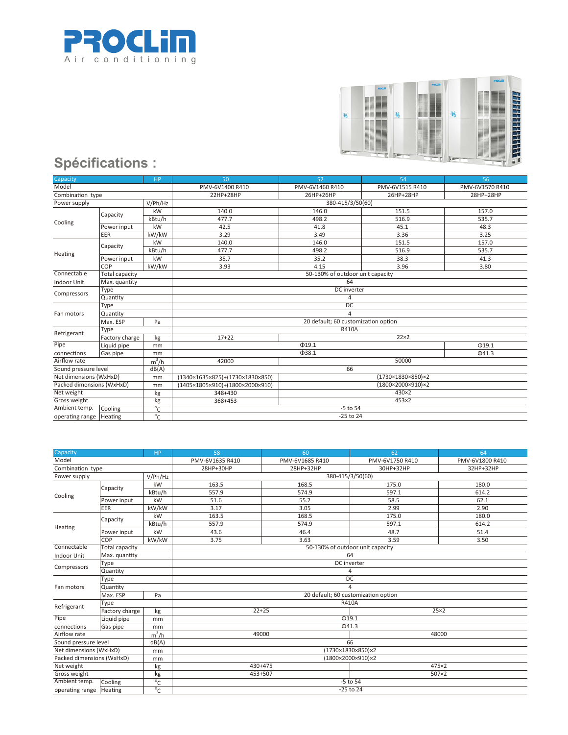# Spécifications :

| Capacity | | HP | 50 | 52 | 54 | 56 |
|---|---|---|---|---|---|---|
| Model | | | PMV-6V1400 R410 | PMV-6V1460 R410 | PMV-6V1515 R410 | PMV-6V1570 R410 |
| Combination type | | | 22HP+28HP | 26HP+26HP | 26HP+28HP | 28HP+28HP |
| Power supply | | V/Ph/Hz | 380-415/3/50(60) | | | |
| Cooling | Capacity | kW | 140.0 | 146.0 | 151.5 | 157.0 |
| | | kBtu/h | 477.7 | 498.2 | 516.9 | 535.7 |
| | Power input | kW | 42.5 | 41.8 | 45.1 | 48.3 |
| | EER | kW/kW | 3.29 | 3.49 | 3.36 | 3.25 |
| Heating | Capacity | kW | 140.0 | 146.0 | 151.5 | 157.0 |
| | | kBtu/h | 477.7 | 498.2 | 516.9 | 535.7 |
| | Power input | kW | 35.7 | 35.2 | 38.3 | 41.3 |
| | COP | kW/kW | 3.93 | 4.15 | 3.96 | 3.80 |
| Connectable Indoor Unit | Total capacity | | 50-130% of outdoor unit capacity | | | |
| | Max. quantity | | 64 | | | |
| Compressors | Type | | DC inverter | | | |
| | Quantity | | 4 | | | |
| Fan motors | Type | | DC | | | |
| | Quantity | | 4 | | | |
| | Max. ESP | Pa | 20 default; 60 customization option | | | |
| Refrigerant | Type | | R410A | | | |
| | Factory charge | kg | 17+22 | 22×2 | | |
| Pipe connections | Liquid pipe | mm | Φ19.1 | | | Φ19.1 |
| | Gas pipe | mm | Φ38.1 | | | Φ41.3 |
| Airflow rate | | $m^3/h$ | 42000 | 50000 | | |
| Sound pressure level | | dB(A) | 66 | | | |
| Net dimensions (WxHxD) | | mm | (1340×1635×825)+(1730×1830×850) | (1730×1830×850)×2 | | |
| Packed dimensions (WxHxD) | | mm | (1405×1805×910)+(1800×2000×910) | (1800×2000×910)×2 | | |
| Net weight | | kg | 348+430 | 430×2 | | |
| Gross weight | | kg | 368+453 | 453×2 | | |
| Ambient temp. operating range | Cooling | °C | -5 to 54 | | | |
| | Heating | °C | -25 to 24 | | | |

| Capacity | | HP | 58 | 60 | 62 | 64 |
|---|---|---|---|---|---|---|
| Model | | | PMV-6V1635 R410 | PMV-6V1685 R410 | PMV-6V1750 R410 | PMV-6V1800 R410 |
| Combination type | | | 28HP+30HP | 28HP+32HP | 30HP+32HP | 32HP+32HP |
| Power supply | | V/Ph/Hz | 380-415/3/50(60) | | | |
| Cooling | Capacity | kW | 163.5 | 168.5 | 175.0 | 180.0 |
| | | kBtu/h | 557.9 | 574.9 | 597.1 | 614.2 |
| | Power input | kW | 51.6 | 55.2 | 58.5 | 62.1 |
| | EER | kW/kW | 3.17 | 3.05 | 2.99 | 2.90 |
| Heating | Capacity | kW | 163.5 | 168.5 | 175.0 | 180.0 |
| | | kBtu/h | 557.9 | 574.9 | 597.1 | 614.2 |
| | Power input | kW | 43.6 | 46.4 | 48.7 | 51.4 |
| | COP | kW/kW | 3.75 | 3.63 | 3.59 | 3.50 |
| Connectable Indoor Unit | Total capacity | | 50-130% of outdoor unit capacity | | | |
| | Max. quantity | | 64 | | | |
| Compressors | Type | | DC inverter | | | |
| | Quantity | | 4 | | | |
| Fan motors | Type | | DC | | | |
| | Quantity | | 4 | | | |
| | Max. ESP | Pa | 20 default; 60 customization option | | | |
| Refrigerant | Type | | R410A | | | |
| | Factory charge | kg | 22+25 | | 25×2 | |
| Pipe connections | Liquid pipe | mm | Φ19.1 | | | |
| | Gas pipe | mm | Φ41.3 | | | |
| Airflow rate | | $m^3/h$ | 49000 | | 48000 | |
| Sound pressure level | | dB(A) | 66 | | | |
| Net dimensions (WxHxD) | | mm | (1730×1830×850)×2 | | | |
| Packed dimensions (WxHxD) | | mm | (1800×2000×910)×2 | | | |
| Net weight | | kg | 430+475 | | 475×2 | |
| Gross weight | | kg | 453+507 | | 507×2 | |
| Ambient temp. operating range | Cooling | °C | -5 to 54 | | | |
| | Heating | °C | -25 to 24 | | | |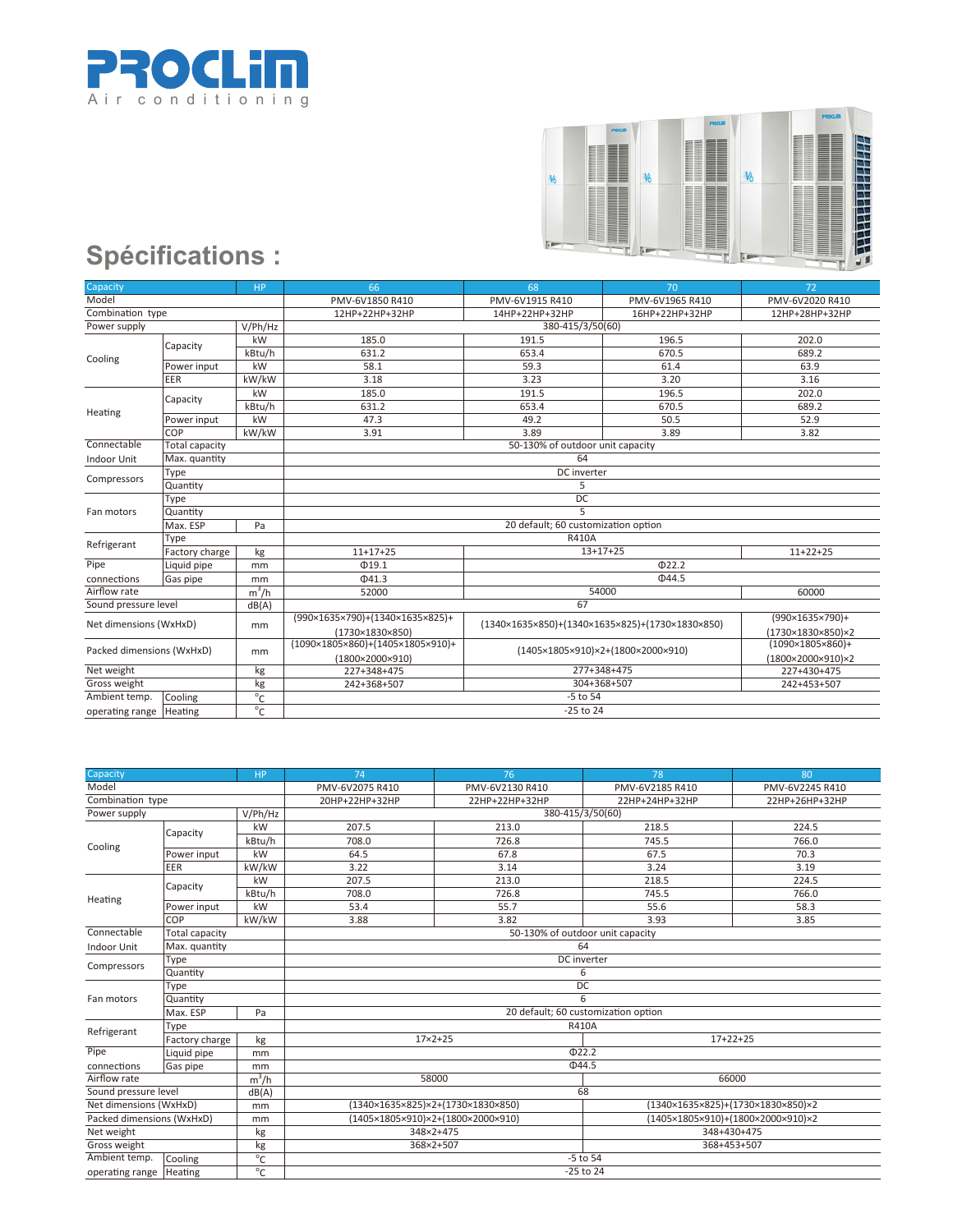# PROCLIM

Air conditioning

## Spécifications :

| Capacity | | HP | 66 | 68 | 70 | 72 |
|---|---|---|---|---|---|---|
| Model | | | PMV-6V1850 R410 | PMV-6V1915 R410 | PMV-6V1965 R410 | PMV-6V2020 R410 |
| Combination type | | | 12HP+22HP+32HP | 14HP+22HP+32HP | 16HP+22HP+32HP | 12HP+28HP+32HP |
| Power supply | | V/Ph/Hz | 380-415/3/50(60) | | | |
| Cooling | Capacity | kW | 185.0 | 191.5 | 196.5 | 202.0 |
| | | kBtu/h | 631.2 | 653.4 | 670.5 | 689.2 |
| | Power input | kW | 58.1 | 59.3 | 61.4 | 63.9 |
| | EER | kW/kW | 3.18 | 3.23 | 3.20 | 3.16 |
| Heating | Capacity | kW | 185.0 | 191.5 | 196.5 | 202.0 |
| | | kBtu/h | 631.2 | 653.4 | 670.5 | 689.2 |
| | Power input | kW | 47.3 | 49.2 | 50.5 | 52.9 |
| | COP | kW/kW | 3.91 | 3.89 | 3.89 | 3.82 |
| Connectable Indoor Unit | Total capacity | | 50-130% of outdoor unit capacity | | | |
| | Max. quantity | | 64 | | | |
| Compressors | Type | | DC inverter | | | |
| | Quantity | | 5 | | | |
| Fan motors | Type | | DC | | | |
| | Quantity | | 5 | | | |
| | Max. ESP | Pa | 20 default; 60 customization option | | | |
| Refrigerant | Type | | R410A | | | |
| | Factory charge | kg | 11+17+25 | 13+17+25 | | 11+22+25 |
| Pipe connections | Liquid pipe | mm | Φ19.1 | Φ22.2 | | |
| | Gas pipe | mm | Φ41.3 | Φ44.5 | | |
| Airflow rate | | $m^3/h$ | 52000 | 54000 | | 60000 |
| Sound pressure level | | dB(A) | 67 | | | |
| Net dimensions (WxHxD) | | mm | (990×1635×790)+(1340×1635×825)+(1730×1830×850) | (1340×1635×850)+(1340×1635×825)+(1730×1830×850) | | (990×1635×790)+(1730×1830×850)×2 |
| Packed dimensions (WxHxD) | | mm | (1090×1805×860)+(1405×1805×910)+(1800×2000×910) | (1405×1805×910)×2+(1800×2000×910) | | (1090×1805×860)+(1800×2000×910)×2 |
| Net weight | | kg | 227+348+475 | 277+348+475 | | 227+430+475 |
| Gross weight | | kg | 242+368+507 | 304+368+507 | | 242+453+507 |
| Ambient temp. operating range | Cooling | °C | -5 to 54 | | | |
| | Heating | °C | -25 to 24 | | | |

| Capacity | | HP | 74 | 76 | 78 | 80 |
|---|---|---|---|---|---|---|
| Model | | | PMV-6V2075 R410 | PMV-6V2130 R410 | PMV-6V2185 R410 | PMV-6V2245 R410 |
| Combination type | | | 20HP+22HP+32HP | 22HP+22HP+32HP | 22HP+24HP+32HP | 22HP+26HP+32HP |
| Power supply | | V/Ph/Hz | 380-415/3/50(60) | | | |
| Cooling | Capacity | kW | 207.5 | 213.0 | 218.5 | 224.5 |
| | | kBtu/h | 708.0 | 726.8 | 745.5 | 766.0 |
| | Power input | kW | 64.5 | 67.8 | 67.5 | 70.3 |
| | EER | kW/kW | 3.22 | 3.14 | 3.24 | 3.19 |
| Heating | Capacity | kW | 207.5 | 213.0 | 218.5 | 224.5 |
| | | kBtu/h | 708.0 | 726.8 | 745.5 | 766.0 |
| | Power input | kW | 53.4 | 55.7 | 55.6 | 58.3 |
| | COP | kW/kW | 3.88 | 3.82 | 3.93 | 3.85 |
| Connectable Indoor Unit | Total capacity | | 50-130% of outdoor unit capacity | | | |
| | Max. quantity | | 64 | | | |
| Compressors | Type | | DC inverter | | | |
| | Quantity | | 6 | | | |
| Fan motors | Type | | DC | | | |
| | Quantity | | 6 | | | |
| | Max. ESP | Pa | 20 default; 60 customization option | | | |
| Refrigerant | Type | | R410A | | | |
| | Factory charge | kg | 17×2+25 | | 17+22+25 | |
| Pipe connections | Liquid pipe | mm | Φ22.2 | | | |
| | Gas pipe | mm | Φ44.5 | | | |
| Airflow rate | | $m^3/h$ | 58000 | | 66000 | |
| Sound pressure level | | dB(A) | 68 | | | |
| Net dimensions (WxHxD) | | mm | (1340×1635×825)×2+(1730×1830×850) | | (1340×1635×825)+(1730×1830×850)×2 | |
| Packed dimensions (WxHxD) | | mm | (1405×1805×910)×2+(1800×2000×910) | | (1405×1805×910)+(1800×2000×910)×2 | |
| Net weight | | kg | 348×2+475 | | 348+430+475 | |
| Gross weight | | kg | 368×2+507 | | 368+453+507 | |
| Ambient temp. operating range | Cooling | °C | -5 to 54 | | | |
| | Heating | °C | -25 to 24 | | | |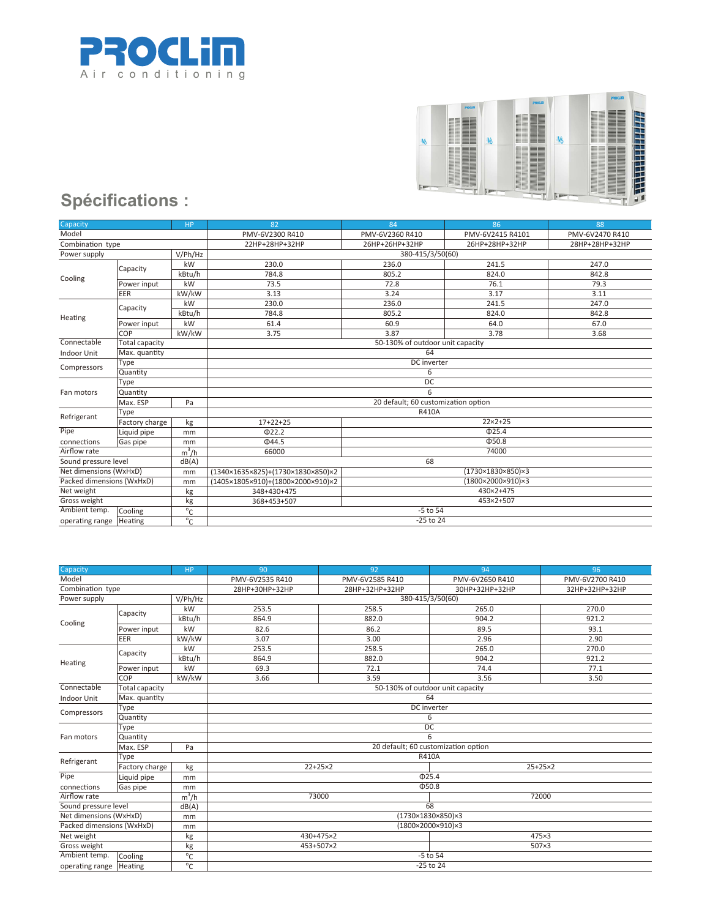# PROCLIM

Air conditioning

## Spécifications :

| Capacity | | HP | 82 | 84 | 86 | 88 |
|---|---|---|---|---|---|---|
| Model | | | PMV-6V2300 R410 | PMV-6V2360 R410 | PMV-6V2415 R4101 | PMV-6V2470 R410 |
| Combination type | | | 22HP+28HP+32HP | 26HP+26HP+32HP | 26HP+28HP+32HP | 28HP+28HP+32HP |
| Power supply | | V/Ph/Hz | 380-415/3/50(60) | | | |
| Cooling | Capacity | kW | 230.0 | 236.0 | 241.5 | 247.0 |
| | | kBtu/h | 784.8 | 805.2 | 824.0 | 842.8 |
| | Power input | kW | 73.5 | 72.8 | 76.1 | 79.3 |
| | EER | kW/kW | 3.13 | 3.24 | 3.17 | 3.11 |
| Heating | Capacity | kW | 230.0 | 236.0 | 241.5 | 247.0 |
| | | kBtu/h | 784.8 | 805.2 | 824.0 | 842.8 |
| | Power input | kW | 61.4 | 60.9 | 64.0 | 67.0 |
| | COP | kW/kW | 3.75 | 3.87 | 3.78 | 3.68 |
| Connectable Indoor Unit | Total capacity | | 50-130% of outdoor unit capacity | | | |
| | Max. quantity | | 64 | | | |
| Compressors | Type | | DC inverter | | | |
| | Quantity | | 6 | | | |
| Fan motors | Type | | DC | | | |
| | Quantity | | 6 | | | |
| | Max. ESP | Pa | 20 default; 60 customization option | | | |
| Refrigerant | Type | | R410A | | | |
| | Factory charge | kg | 17+22+25 | 22×2+25 | | |
| Pipe connections | Liquid pipe | mm | Φ22.2 | Φ25.4 | | |
| | Gas pipe | mm | Φ44.5 | Φ50.8 | | |
| Airflow rate | | $m^3/h$ | 66000 | 74000 | | |
| Sound pressure level | | dB(A) | 68 | | | |
| Net dimensions (WxHxD) | | mm | (1340×1635×825)+(1730×1830×850)×2 | (1730×1830×850)×3 | | |
| Packed dimensions (WxHxD) | | mm | (1405×1805×910)+(1800×2000×910)×2 | (1800×2000×910)×3 | | |
| Net weight | | kg | 348+430+475 | 430×2+475 | | |
| Gross weight | | kg | 368+453+507 | 453×2+507 | | |
| Ambient temp. operating range | Cooling | °C | -5 to 54 | | | |
| | Heating | °C | -25 to 24 | | | |

| Capacity | | HP | 90 | 92 | 94 | 96 |
|---|---|---|---|---|---|---|
| Model | | | PMV-6V2535 R410 | PMV-6V2585 R410 | PMV-6V2650 R410 | PMV-6V2700 R410 |
| Combination type | | | 28HP+30HP+32HP | 28HP+32HP+32HP | 30HP+32HP+32HP | 32HP+32HP+32HP |
| Power supply | | V/Ph/Hz | 380-415/3/50(60) | | | |
| Cooling | Capacity | kW | 253.5 | 258.5 | 265.0 | 270.0 |
| | | kBtu/h | 864.9 | 882.0 | 904.2 | 921.2 |
| | Power input | kW | 82.6 | 86.2 | 89.5 | 93.1 |
| | EER | kW/kW | 3.07 | 3.00 | 2.96 | 2.90 |
| Heating | Capacity | kW | 253.5 | 258.5 | 265.0 | 270.0 |
| | | kBtu/h | 864.9 | 882.0 | 904.2 | 921.2 |
| | Power input | kW | 69.3 | 72.1 | 74.4 | 77.1 |
| | COP | kW/kW | 3.66 | 3.59 | 3.56 | 3.50 |
| Connectable Indoor Unit | Total capacity | | 50-130% of outdoor unit capacity | | | |
| | Max. quantity | | 64 | | | |
| Compressors | Type | | DC inverter | | | |
| | Quantity | | 6 | | | |
| Fan motors | Type | | DC | | | |
| | Quantity | | 6 | | | |
| | Max. ESP | Pa | 20 default; 60 customization option | | | |
| Refrigerant | Type | | R410A | | | |
| | Factory charge | kg | 22+25×2 | | 25+25×2 | |
| Pipe connections | Liquid pipe | mm | Φ25.4 | | | |
| | Gas pipe | mm | Φ50.8 | | | |
| Airflow rate | | $m^3/h$ | 73000 | | 72000 | |
| Sound pressure level | | dB(A) | 68 | | | |
| Net dimensions (WxHxD) | | mm | (1730×1830×850)×3 | | | |
| Packed dimensions (WxHxD) | | mm | (1800×2000×910)×3 | | | |
| Net weight | | kg | 430+475×2 | | 475×3 | |
| Gross weight | | kg | 453+507×2 | | 507×3 | |
| Ambient temp. operating range | Cooling | °C | -5 to 54 | | | |
| | Heating | °C | -25 to 24 | | | |